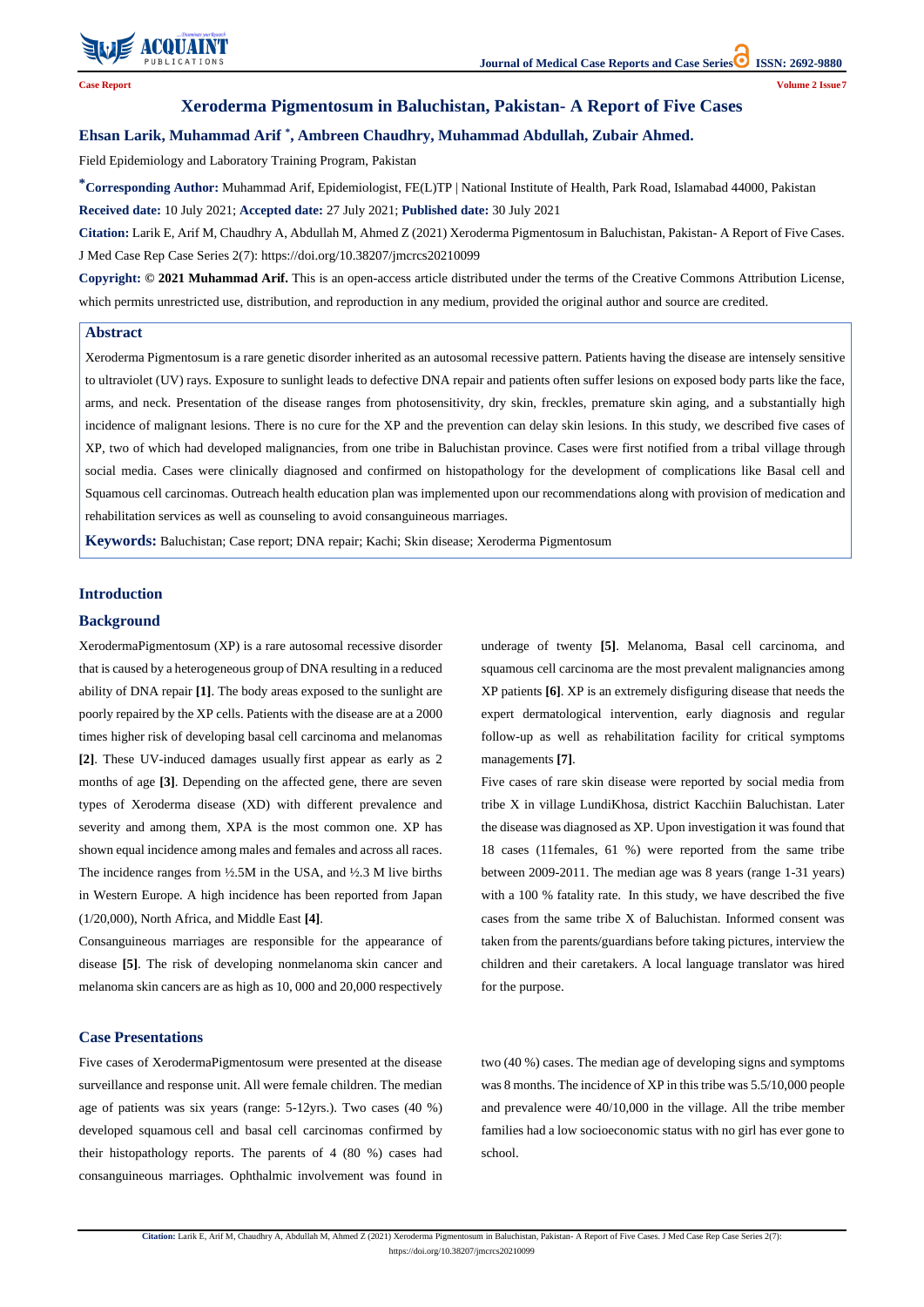Case Report

# Xeroderma Pigmentosum in Baluchistan, Pakistan- A Report of Five Cases

**Ehsan Larik, Muhammad Arif [*], Ambreen Chaudhry, Muhammad Abdullah, Zubair Ahmed.**

Field Epidemiology and Laboratory Training Program, Pakistan

**[*]Corresponding Author:** Muhammad Arif, Epidemiologist, FE(L)TP | National Institute of Health, Park Road, Islamabad 44000, Pakistan

**Received date:** 10 July 2021; **Accepted date:** 27 July 2021; **Published date:** 30 July 2021

**Citation:** Larik E, Arif M, Chaudhry A, Abdullah M, Ahmed Z (2021) Xeroderma Pigmentosum in Baluchistan, Pakistan- A Report of Five Cases. J Med Case Rep Case Series 2(7): https://doi.org/10.38207/jmcrcs20210099

**Copyright: © 2021 Muhammad Arif.** This is an open-access article distributed under the terms of the Creative Commons Attribution License, which permits unrestricted use, distribution, and reproduction in any medium, provided the original author and source are credited.

## Abstract

Xeroderma Pigmentosum is a rare genetic disorder inherited as an autosomal recessive pattern. Patients having the disease are intensely sensitive to ultraviolet (UV) rays. Exposure to sunlight leads to defective DNA repair and patients often suffer lesions on exposed body parts like the face, arms, and neck. Presentation of the disease ranges from photosensitivity, dry skin, freckles, premature skin aging, and a substantially high incidence of malignant lesions. There is no cure for the XP and the prevention can delay skin lesions. In this study, we described five cases of XP, two of which had developed malignancies, from one tribe in Baluchistan province. Cases were first notified from a tribal village through social media. Cases were clinically diagnosed and confirmed on histopathology for the development of complications like Basal cell and Squamous cell carcinomas. Outreach health education plan was implemented upon our recommendations along with provision of medication and rehabilitation services as well as counseling to avoid consanguineous marriages.

**Keywords:** Baluchistan; Case report; DNA repair; Kachi; Skin disease; Xeroderma Pigmentosum

## Introduction

### Background

XerodermaPigmentosum (XP) is a rare autosomal recessive disorder that is caused by a heterogeneous group of DNA resulting in a reduced ability of DNA repair **[1]**. The body areas exposed to the sunlight are poorly repaired by the XP cells. Patients with the disease are at a 2000 times higher risk of developing basal cell carcinoma and melanomas **[2]**. These UV-induced damages usually first appear as early as 2 months of age **[3]**. Depending on the affected gene, there are seven types of Xeroderma disease (XD) with different prevalence and severity and among them, XPA is the most common one. XP has shown equal incidence among males and females and across all races. The incidence ranges from ½.5M in the USA, and ½.3 M live births in Western Europe. A high incidence has been reported from Japan (1/20,000), North Africa, and Middle East **[4]**.

Consanguineous marriages are responsible for the appearance of disease **[5]**. The risk of developing nonmelanoma skin cancer and melanoma skin cancers are as high as 10, 000 and 20,000 respectively underage of twenty **[5]**. Melanoma, Basal cell carcinoma, and squamous cell carcinoma are the most prevalent malignancies among XP patients **[6]**. XP is an extremely disfiguring disease that needs the expert dermatological intervention, early diagnosis and regular follow-up as well as rehabilitation facility for critical symptoms managements **[7]**.

Five cases of rare skin disease were reported by social media from tribe X in village LundiKhosa, district Kacchiin Baluchistan. Later the disease was diagnosed as XP. Upon investigation it was found that 18 cases (11females, 61 %) were reported from the same tribe between 2009-2011. The median age was 8 years (range 1-31 years) with a 100 % fatality rate. In this study, we have described the five cases from the same tribe X of Baluchistan. Informed consent was taken from the parents/guardians before taking pictures, interview the children and their caretakers. A local language translator was hired for the purpose.

## Case Presentations

Five cases of XerodermaPigmentosum were presented at the disease surveillance and response unit. All were female children. The median age of patients was six years (range: 5-12yrs.). Two cases (40 %) developed squamous cell and basal cell carcinomas confirmed by their histopathology reports. The parents of 4 (80 %) cases had consanguineous marriages. Ophthalmic involvement was found in two (40 %) cases. The median age of developing signs and symptoms was 8 months. The incidence of XP in this tribe was 5.5/10,000 people and prevalence were 40/10,000 in the village. All the tribe member families had a low socioeconomic status with no girl has ever gone to school.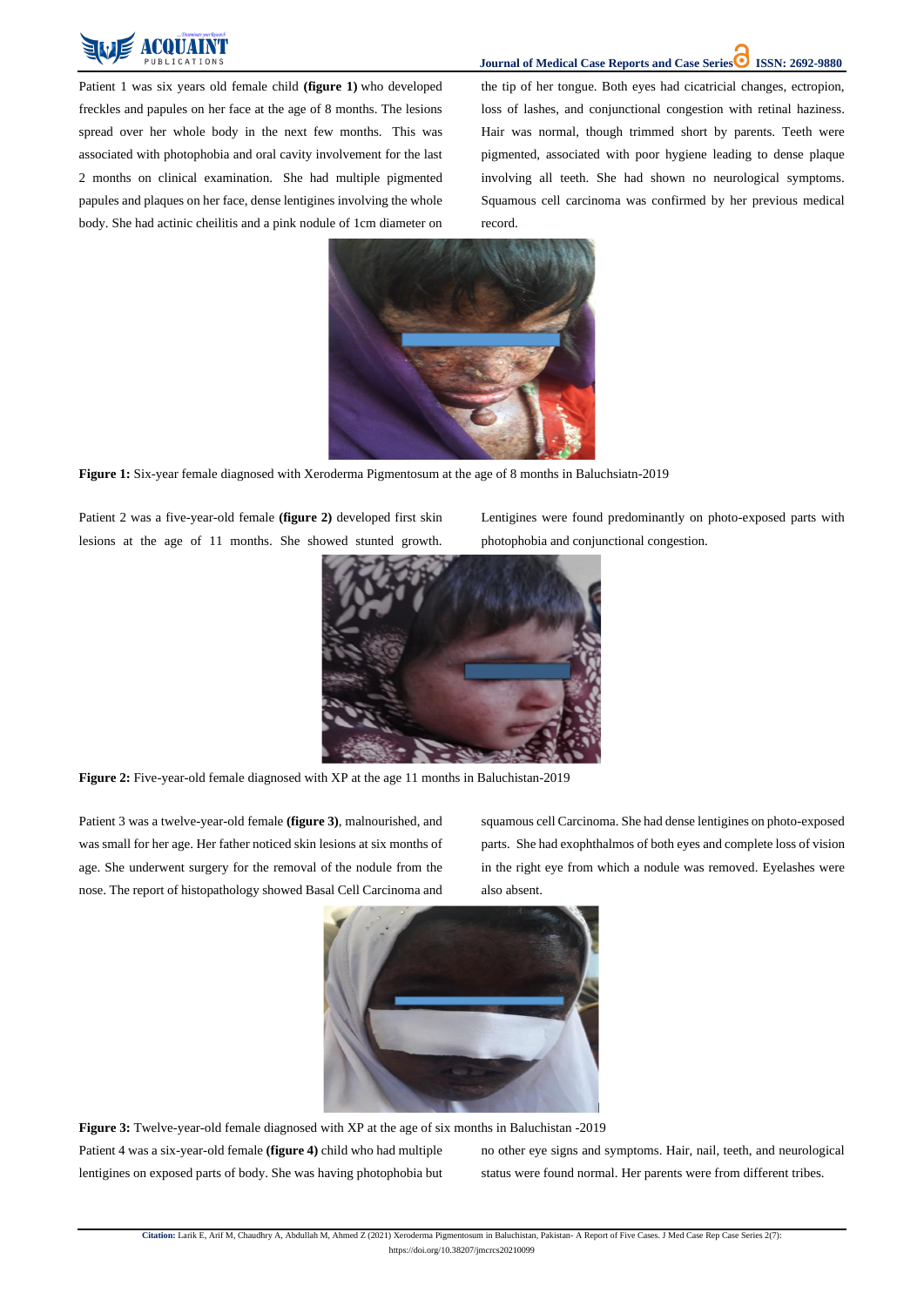Patient 1 was six years old female child **(figure 1)** who developed freckles and papules on her face at the age of 8 months. The lesions spread over her whole body in the next few months. This was associated with photophobia and oral cavity involvement for the last 2 months on clinical examination. She had multiple pigmented papules and plaques on her face, dense lentigines involving the whole body. She had actinic cheilitis and a pink nodule of 1cm diameter on the tip of her tongue. Both eyes had cicatricial changes, ectropion, loss of lashes, and conjunctional congestion with retinal haziness. Hair was normal, though trimmed short by parents. Teeth were pigmented, associated with poor hygiene leading to dense plaque involving all teeth. She had shown no neurological symptoms. Squamous cell carcinoma was confirmed by her previous medical record.

**Figure 1:** Six-year female diagnosed with Xeroderma Pigmentosum at the age of 8 months in Baluchsiatn-2019

Patient 2 was a five-year-old female **(figure 2)** developed first skin lesions at the age of 11 months. She showed stunted growth. Lentigines were found predominantly on photo-exposed parts with photophobia and conjunctional congestion.

**Figure 2:** Five-year-old female diagnosed with XP at the age 11 months in Baluchistan-2019

Patient 3 was a twelve-year-old female **(figure 3)**, malnourished, and was small for her age. Her father noticed skin lesions at six months of age. She underwent surgery for the removal of the nodule from the nose. The report of histopathology showed Basal Cell Carcinoma and squamous cell Carcinoma. She had dense lentigines on photo-exposed parts. She had exophthalmos of both eyes and complete loss of vision in the right eye from which a nodule was removed. Eyelashes were also absent.

**Figure 3:** Twelve-year-old female diagnosed with XP at the age of six months in Baluchistan -2019

Patient 4 was a six-year-old female **(figure 4)** child who had multiple lentigines on exposed parts of body. She was having photophobia but no other eye signs and symptoms. Hair, nail, teeth, and neurological status were found normal. Her parents were from different tribes.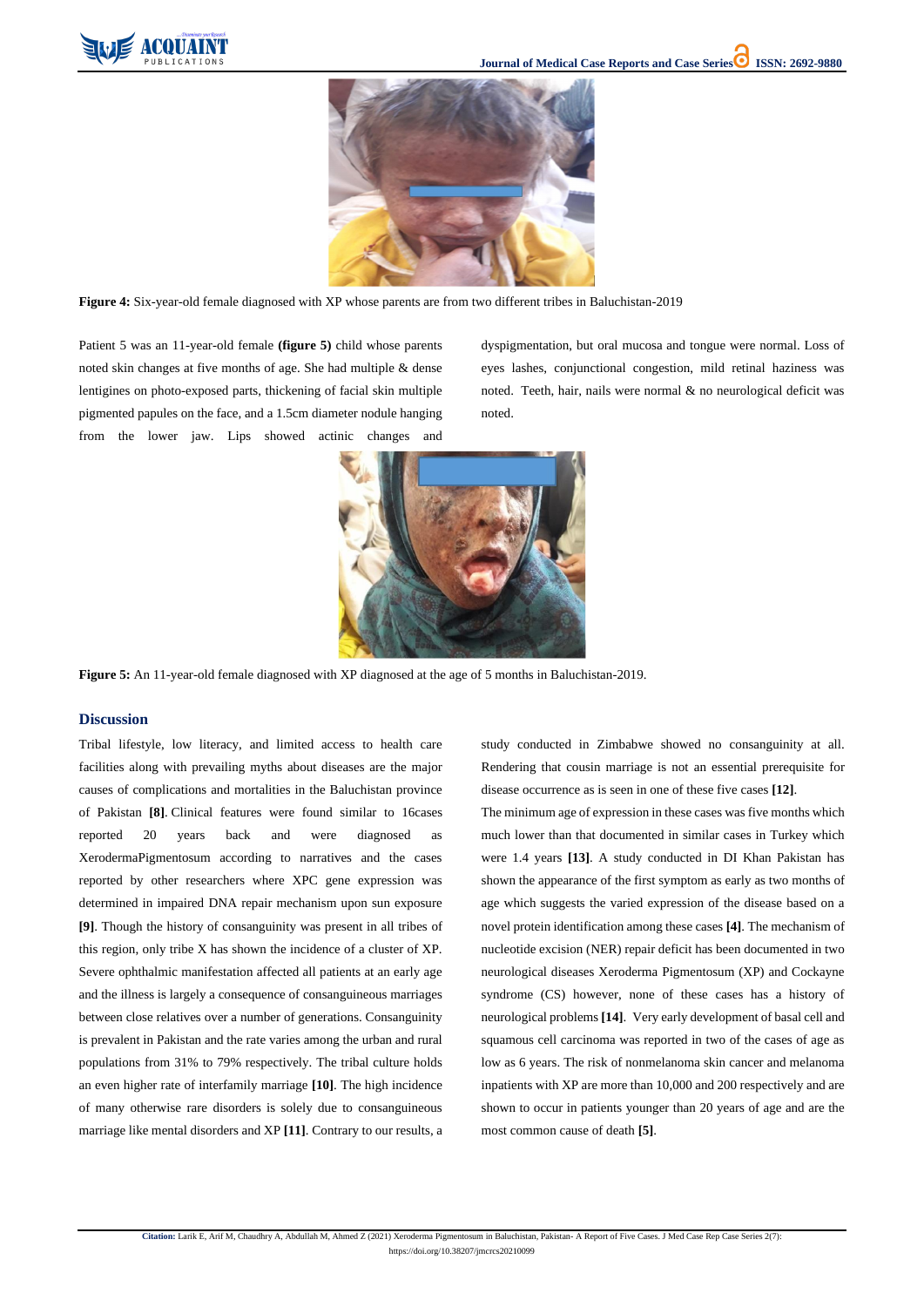**Figure 4:** Six-year-old female diagnosed with XP whose parents are from two different tribes in Baluchistan-2019

Patient 5 was an 11-year-old female **(figure 5)** child whose parents noted skin changes at five months of age. She had multiple & dense lentigines on photo-exposed parts, thickening of facial skin multiple pigmented papules on the face, and a 1.5cm diameter nodule hanging from the lower jaw. Lips showed actinic changes and dyspigmentation, but oral mucosa and tongue were normal. Loss of eyes lashes, conjunctional congestion, mild retinal haziness was noted. Teeth, hair, nails were normal & no neurological deficit was noted.

**Figure 5:** An 11-year-old female diagnosed with XP diagnosed at the age of 5 months in Baluchistan-2019.

## Discussion

Tribal lifestyle, low literacy, and limited access to health care facilities along with prevailing myths about diseases are the major causes of complications and mortalities in the Baluchistan province of Pakistan **[8]**. Clinical features were found similar to 16cases reported 20 years back and were diagnosed as XerodermaPigmentosum according to narratives and the cases reported by other researchers where XPC gene expression was determined in impaired DNA repair mechanism upon sun exposure **[9]**. Though the history of consanguinity was present in all tribes of this region, only tribe X has shown the incidence of a cluster of XP. Severe ophthalmic manifestation affected all patients at an early age and the illness is largely a consequence of consanguineous marriages between close relatives over a number of generations. Consanguinity is prevalent in Pakistan and the rate varies among the urban and rural populations from 31% to 79% respectively. The tribal culture holds an even higher rate of interfamily marriage **[10]**. The high incidence of many otherwise rare disorders is solely due to consanguineous marriage like mental disorders and XP **[11]**. Contrary to our results, a study conducted in Zimbabwe showed no consanguinity at all. Rendering that cousin marriage is not an essential prerequisite for disease occurrence as is seen in one of these five cases **[12]**.

The minimum age of expression in these cases was five months which much lower than that documented in similar cases in Turkey which were 1.4 years **[13]**. A study conducted in DI Khan Pakistan has shown the appearance of the first symptom as early as two months of age which suggests the varied expression of the disease based on a novel protein identification among these cases **[4]**. The mechanism of nucleotide excision (NER) repair deficit has been documented in two neurological diseases Xeroderma Pigmentosum (XP) and Cockayne syndrome (CS) however, none of these cases has a history of neurological problems **[14]**. Very early development of basal cell and squamous cell carcinoma was reported in two of the cases of age as low as 6 years. The risk of nonmelanoma skin cancer and melanoma inpatients with XP are more than 10,000 and 200 respectively and are shown to occur in patients younger than 20 years of age and are the most common cause of death **[5]**.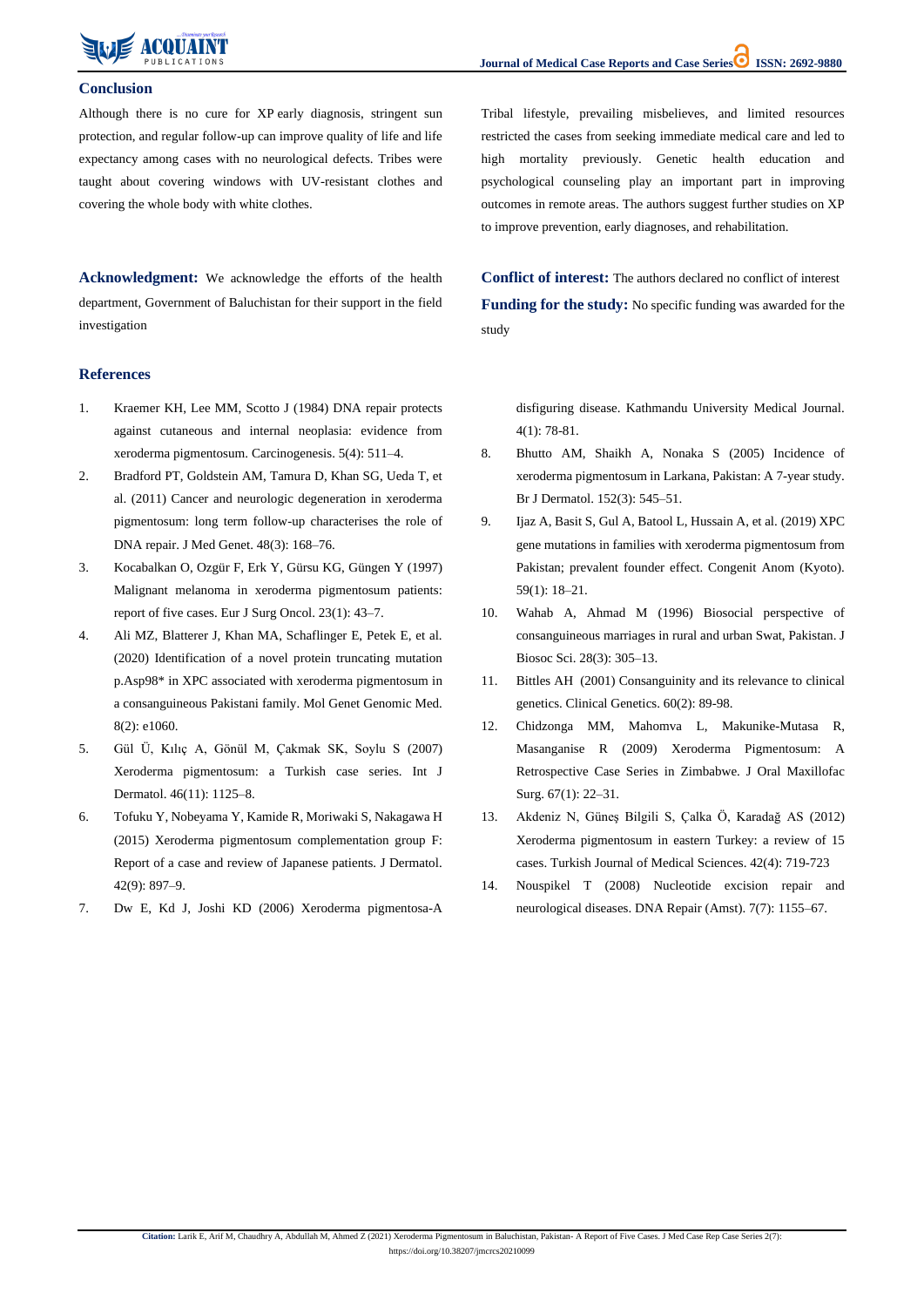## Conclusion

Although there is no cure for XP early diagnosis, stringent sun protection, and regular follow-up can improve quality of life and life expectancy among cases with no neurological defects. Tribes were taught about covering windows with UV-resistant clothes and covering the whole body with white clothes.

Tribal lifestyle, prevailing misbelieves, and limited resources restricted the cases from seeking immediate medical care and led to high mortality previously. Genetic health education and psychological counseling play an important part in improving outcomes in remote areas. The authors suggest further studies on XP to improve prevention, early diagnoses, and rehabilitation.

**Acknowledgment:** We acknowledge the efforts of the health department, Government of Baluchistan for their support in the field investigation

**Conflict of interest:** The authors declared no conflict of interest

**Funding for the study:** No specific funding was awarded for the study

## References

1. Kraemer KH, Lee MM, Scotto J (1984) DNA repair protects against cutaneous and internal neoplasia: evidence from xeroderma pigmentosum. Carcinogenesis. 5(4): 511–4.
2. Bradford PT, Goldstein AM, Tamura D, Khan SG, Ueda T, et al. (2011) Cancer and neurologic degeneration in xeroderma pigmentosum: long term follow-up characterises the role of DNA repair. J Med Genet. 48(3): 168–76.
3. Kocabalkan O, Ozgür F, Erk Y, Gürsu KG, Güngen Y (1997) Malignant melanoma in xeroderma pigmentosum patients: report of five cases. Eur J Surg Oncol. 23(1): 43–7.
4. Ali MZ, Blatterer J, Khan MA, Schaflinger E, Petek E, et al. (2020) Identification of a novel protein truncating mutation p.Asp98* in XPC associated with xeroderma pigmentosum in a consanguineous Pakistani family. Mol Genet Genomic Med. 8(2): e1060.
5. Gül Ü, Kılıç A, Gönül M, Çakmak SK, Soylu S (2007) Xeroderma pigmentosum: a Turkish case series. Int J Dermatol. 46(11): 1125–8.
6. Tofuku Y, Nobeyama Y, Kamide R, Moriwaki S, Nakagawa H (2015) Xeroderma pigmentosum complementation group F: Report of a case and review of Japanese patients. J Dermatol. 42(9): 897–9.
7. Dw E, Kd J, Joshi KD (2006) Xeroderma pigmentosa-A disfiguring disease. Kathmandu University Medical Journal. 4(1): 78-81.
8. Bhutto AM, Shaikh A, Nonaka S (2005) Incidence of xeroderma pigmentosum in Larkana, Pakistan: A 7-year study. Br J Dermatol. 152(3): 545–51.
9. Ijaz A, Basit S, Gul A, Batool L, Hussain A, et al. (2019) XPC gene mutations in families with xeroderma pigmentosum from Pakistan; prevalent founder effect. Congenit Anom (Kyoto). 59(1): 18–21.
10. Wahab A, Ahmad M (1996) Biosocial perspective of consanguineous marriages in rural and urban Swat, Pakistan. J Biosoc Sci. 28(3): 305–13.
11. Bittles AH (2001) Consanguinity and its relevance to clinical genetics. Clinical Genetics. 60(2): 89-98.
12. Chidzonga MM, Mahomva L, Makunike-Mutasa R, Masanganise R (2009) Xeroderma Pigmentosum: A Retrospective Case Series in Zimbabwe. J Oral Maxillofac Surg. 67(1): 22–31.
13. Akdeniz N, Güneş Bilgili S, Çalka Ö, Karadağ AS (2012) Xeroderma pigmentosum in eastern Turkey: a review of 15 cases. Turkish Journal of Medical Sciences. 42(4): 719-723
14. Nouspikel T (2008) Nucleotide excision repair and neurological diseases. DNA Repair (Amst). 7(7): 1155–67.